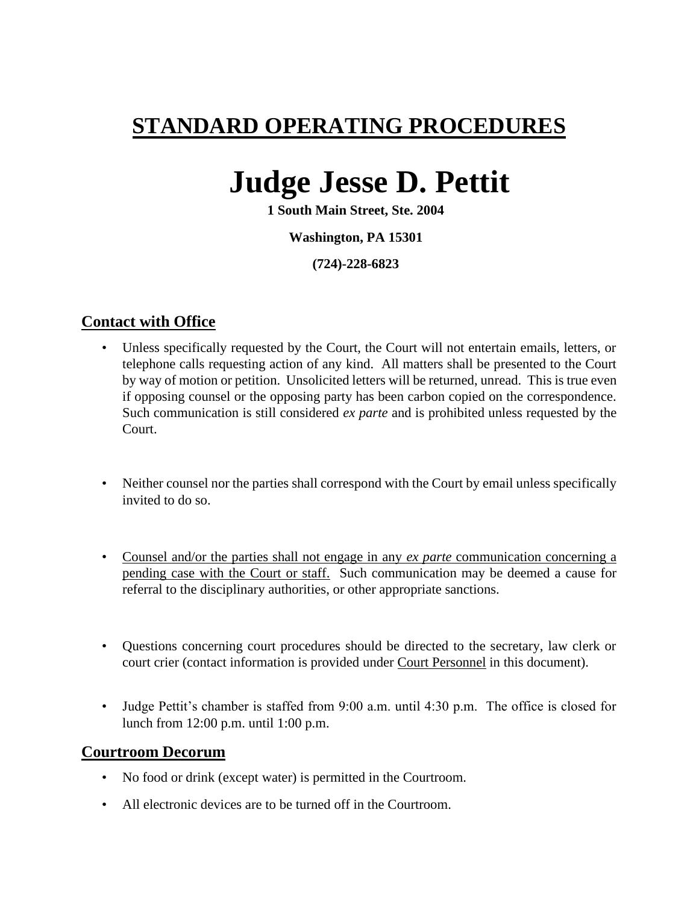# STANDARD OPERATING PROCEDURES

# Judge Jesse D. Pettit

**1 South Main Street, Ste. 2004**

**Washington, PA 15301**

**(724)-228-6823**

## Contact with Office

- Unless specifically requested by the Court, the Court will not entertain emails, letters, or telephone calls requesting action of any kind. All matters shall be presented to the Court by way of motion or petition. Unsolicited letters will be returned, unread. This is true even if opposing counsel or the opposing party has been carbon copied on the correspondence. Such communication is still considered *ex parte* and is prohibited unless requested by the Court.

- Neither counsel nor the parties shall correspond with the Court by email unless specifically invited to do so.

- <u>Counsel and/or the parties shall not engage in any *ex parte* communication concerning a pending case with the Court or staff.</u> Such communication may be deemed a cause for referral to the disciplinary authorities, or other appropriate sanctions.

- Questions concerning court procedures should be directed to the secretary, law clerk or court crier (contact information is provided under <u>Court Personnel</u> in this document).

- Judge Pettit's chamber is staffed from 9:00 a.m. until 4:30 p.m. The office is closed for lunch from 12:00 p.m. until 1:00 p.m.

## Courtroom Decorum

- No food or drink (except water) is permitted in the Courtroom.
- All electronic devices are to be turned off in the Courtroom.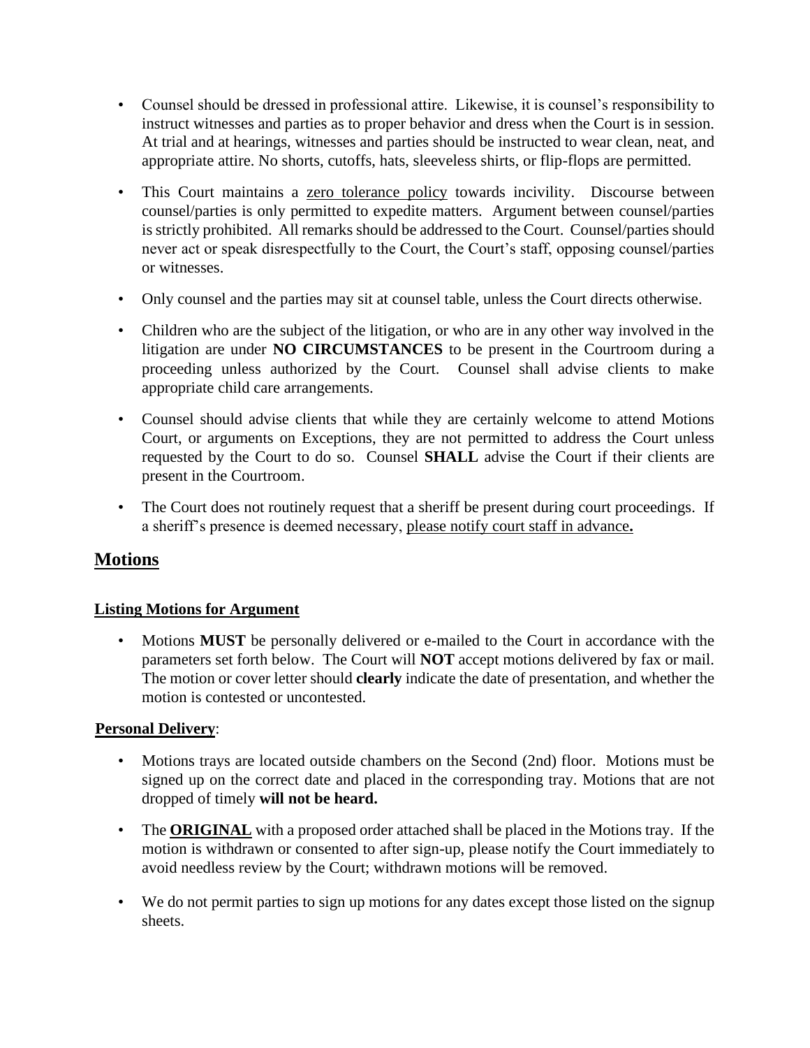- Counsel should be dressed in professional attire. Likewise, it is counsel's responsibility to instruct witnesses and parties as to proper behavior and dress when the Court is in session. At trial and at hearings, witnesses and parties should be instructed to wear clean, neat, and appropriate attire. No shorts, cutoffs, hats, sleeveless shirts, or flip-flops are permitted.

- This Court maintains a zero tolerance policy towards incivility. Discourse between counsel/parties is only permitted to expedite matters. Argument between counsel/parties is strictly prohibited. All remarks should be addressed to the Court. Counsel/parties should never act or speak disrespectfully to the Court, the Court's staff, opposing counsel/parties or witnesses.

- Only counsel and the parties may sit at counsel table, unless the Court directs otherwise.

- Children who are the subject of the litigation, or who are in any other way involved in the litigation are under **NO CIRCUMSTANCES** to be present in the Courtroom during a proceeding unless authorized by the Court. Counsel shall advise clients to make appropriate child care arrangements.

- Counsel should advise clients that while they are certainly welcome to attend Motions Court, or arguments on Exceptions, they are not permitted to address the Court unless requested by the Court to do so. Counsel **SHALL** advise the Court if their clients are present in the Courtroom.

- The Court does not routinely request that a sheriff be present during court proceedings. If a sheriff's presence is deemed necessary, please notify court staff in advance**.**

## Motions

### Listing Motions for Argument

- Motions **MUST** be personally delivered or e-mailed to the Court in accordance with the parameters set forth below. The Court will **NOT** accept motions delivered by fax or mail. The motion or cover letter should **clearly** indicate the date of presentation, and whether the motion is contested or uncontested.

### Personal Delivery:

- Motions trays are located outside chambers on the Second (2nd) floor. Motions must be signed up on the correct date and placed in the corresponding tray. Motions that are not dropped of timely **will not be heard.**

- The **ORIGINAL** with a proposed order attached shall be placed in the Motions tray. If the motion is withdrawn or consented to after sign-up, please notify the Court immediately to avoid needless review by the Court; withdrawn motions will be removed.

- We do not permit parties to sign up motions for any dates except those listed on the signup sheets.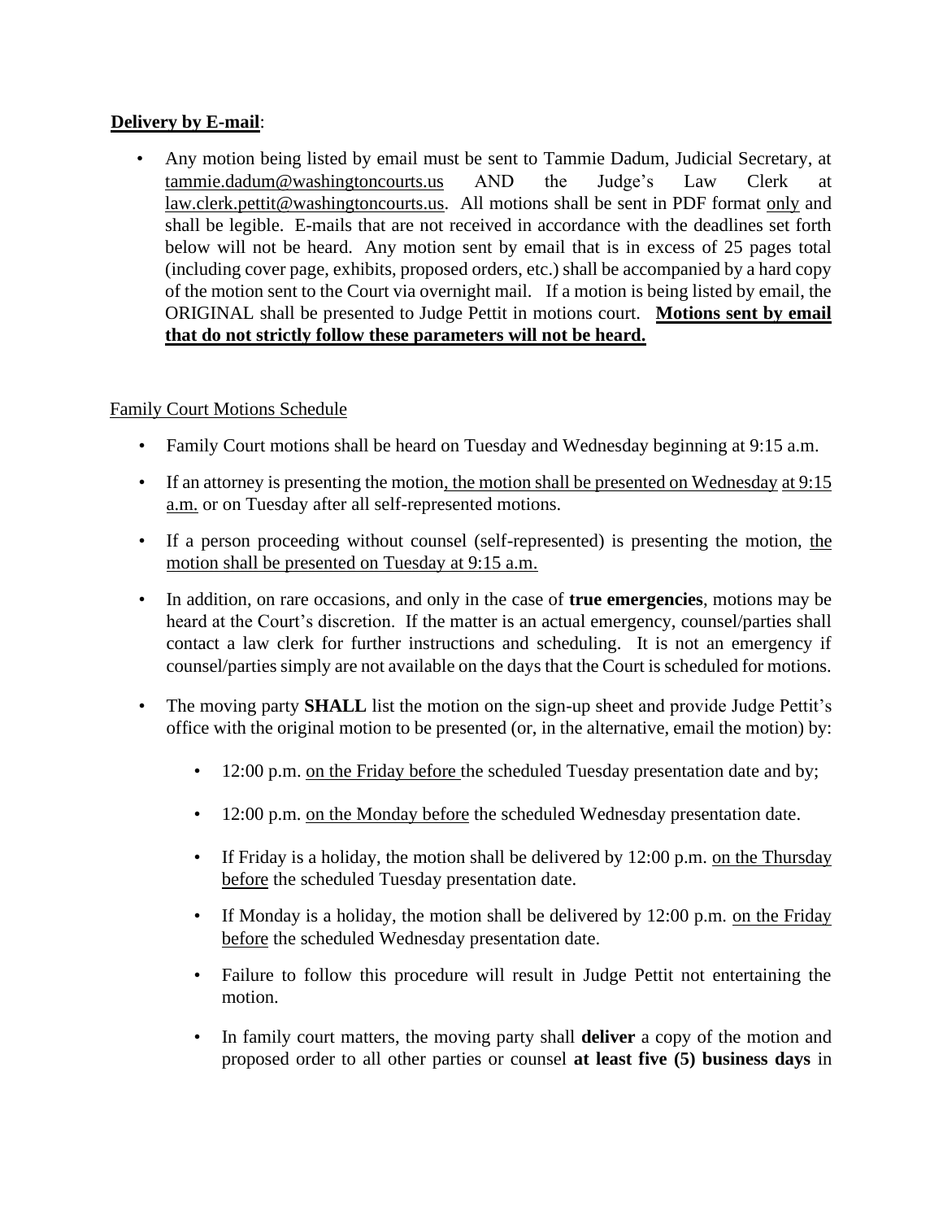**Delivery by E-mail**:

- Any motion being listed by email must be sent to Tammie Dadum, Judicial Secretary, at tammie.dadum@washingtoncourts.us AND the Judge's Law Clerk at law.clerk.pettit@washingtoncourts.us. All motions shall be sent in PDF format only and shall be legible. E-mails that are not received in accordance with the deadlines set forth below will not be heard. Any motion sent by email that is in excess of 25 pages total (including cover page, exhibits, proposed orders, etc.) shall be accompanied by a hard copy of the motion sent to the Court via overnight mail. If a motion is being listed by email, the ORIGINAL shall be presented to Judge Pettit in motions court. **Motions sent by email that do not strictly follow these parameters will not be heard.**

Family Court Motions Schedule

- Family Court motions shall be heard on Tuesday and Wednesday beginning at 9:15 a.m.
- If an attorney is presenting the motion, the motion shall be presented on Wednesday at 9:15 a.m. or on Tuesday after all self-represented motions.
- If a person proceeding without counsel (self-represented) is presenting the motion, the motion shall be presented on Tuesday at 9:15 a.m.
- In addition, on rare occasions, and only in the case of **true emergencies**, motions may be heard at the Court's discretion. If the matter is an actual emergency, counsel/parties shall contact a law clerk for further instructions and scheduling. It is not an emergency if counsel/parties simply are not available on the days that the Court is scheduled for motions.
- The moving party **SHALL** list the motion on the sign-up sheet and provide Judge Pettit's office with the original motion to be presented (or, in the alternative, email the motion) by:
    - 12:00 p.m. on the Friday before the scheduled Tuesday presentation date and by;
    - 12:00 p.m. on the Monday before the scheduled Wednesday presentation date.
    - If Friday is a holiday, the motion shall be delivered by 12:00 p.m. on the Thursday before the scheduled Tuesday presentation date.
    - If Monday is a holiday, the motion shall be delivered by 12:00 p.m. on the Friday before the scheduled Wednesday presentation date.
    - Failure to follow this procedure will result in Judge Pettit not entertaining the motion.
    - In family court matters, the moving party shall **deliver** a copy of the motion and proposed order to all other parties or counsel **at least five (5) business days** in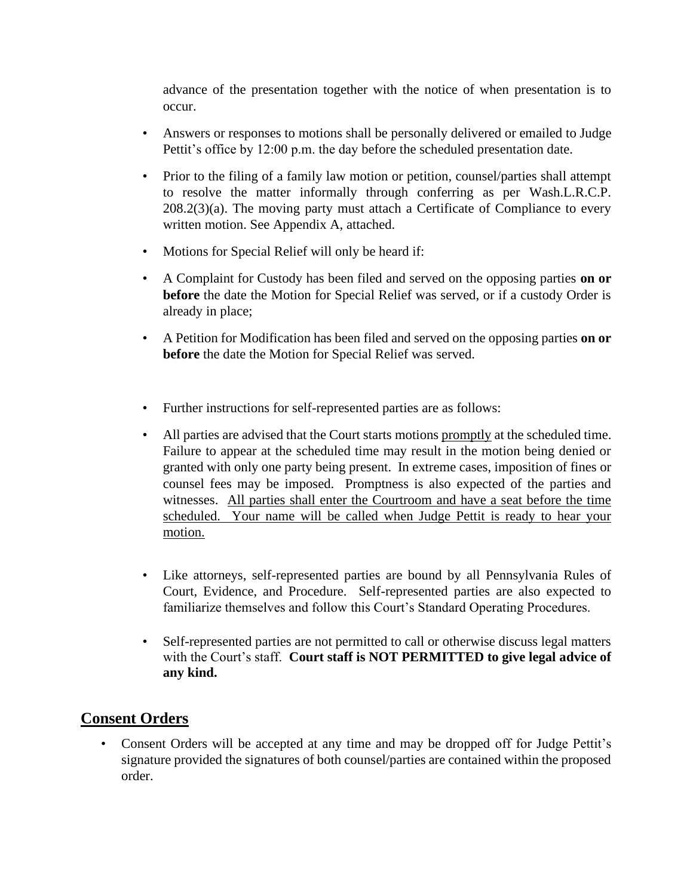advance of the presentation together with the notice of when presentation is to occur.

- Answers or responses to motions shall be personally delivered or emailed to Judge Pettit's office by 12:00 p.m. the day before the scheduled presentation date.
- Prior to the filing of a family law motion or petition, counsel/parties shall attempt to resolve the matter informally through conferring as per Wash.L.R.C.P. 208.2(3)(a). The moving party must attach a Certificate of Compliance to every written motion. See Appendix A, attached.
- Motions for Special Relief will only be heard if:
- A Complaint for Custody has been filed and served on the opposing parties **on or before** the date the Motion for Special Relief was served, or if a custody Order is already in place;
- A Petition for Modification has been filed and served on the opposing parties **on or before** the date the Motion for Special Relief was served.
- Further instructions for self-represented parties are as follows:
- All parties are advised that the Court starts motions <u>promptly</u> at the scheduled time. Failure to appear at the scheduled time may result in the motion being denied or granted with only one party being present. In extreme cases, imposition of fines or counsel fees may be imposed. Promptness is also expected of the parties and witnesses. <u>All parties shall enter the Courtroom and have a seat before the time scheduled. Your name will be called when Judge Pettit is ready to hear your motion.</u>
- Like attorneys, self-represented parties are bound by all Pennsylvania Rules of Court, Evidence, and Procedure. Self-represented parties are also expected to familiarize themselves and follow this Court's Standard Operating Procedures.
- Self-represented parties are not permitted to call or otherwise discuss legal matters with the Court's staff. **Court staff is NOT PERMITTED to give legal advice of any kind.**

## <u>Consent Orders</u>

- Consent Orders will be accepted at any time and may be dropped off for Judge Pettit's signature provided the signatures of both counsel/parties are contained within the proposed order.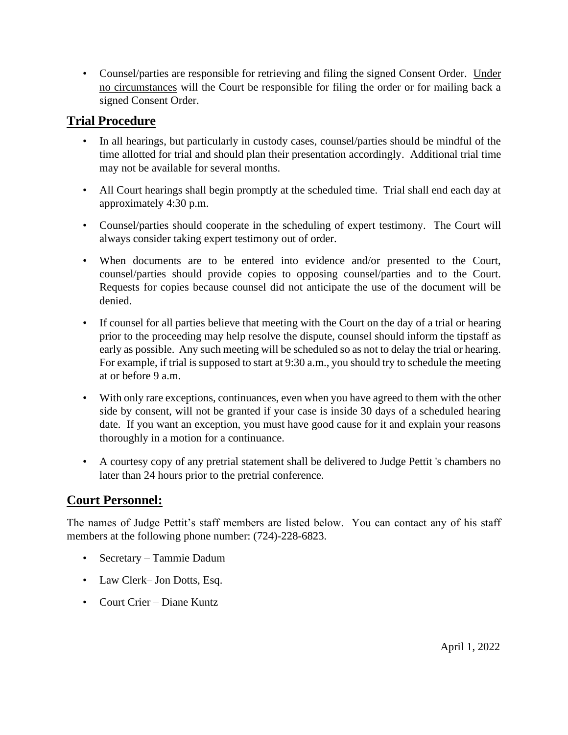- Counsel/parties are responsible for retrieving and filing the signed Consent Order. <u>Under no circumstances</u> will the Court be responsible for filing the order or for mailing back a signed Consent Order.

## Trial Procedure

- In all hearings, but particularly in custody cases, counsel/parties should be mindful of the time allotted for trial and should plan their presentation accordingly. Additional trial time may not be available for several months.
- All Court hearings shall begin promptly at the scheduled time. Trial shall end each day at approximately 4:30 p.m.
- Counsel/parties should cooperate in the scheduling of expert testimony. The Court will always consider taking expert testimony out of order.
- When documents are to be entered into evidence and/or presented to the Court, counsel/parties should provide copies to opposing counsel/parties and to the Court. Requests for copies because counsel did not anticipate the use of the document will be denied.
- If counsel for all parties believe that meeting with the Court on the day of a trial or hearing prior to the proceeding may help resolve the dispute, counsel should inform the tipstaff as early as possible. Any such meeting will be scheduled so as not to delay the trial or hearing. For example, if trial is supposed to start at 9:30 a.m., you should try to schedule the meeting at or before 9 a.m.
- With only rare exceptions, continuances, even when you have agreed to them with the other side by consent, will not be granted if your case is inside 30 days of a scheduled hearing date. If you want an exception, you must have good cause for it and explain your reasons thoroughly in a motion for a continuance.
- A courtesy copy of any pretrial statement shall be delivered to Judge Pettit 's chambers no later than 24 hours prior to the pretrial conference.

## Court Personnel:

The names of Judge Pettit's staff members are listed below. You can contact any of his staff members at the following phone number: (724)-228-6823.

- Secretary – Tammie Dadum
- Law Clerk– Jon Dotts, Esq.
- Court Crier – Diane Kuntz

April 1, 2022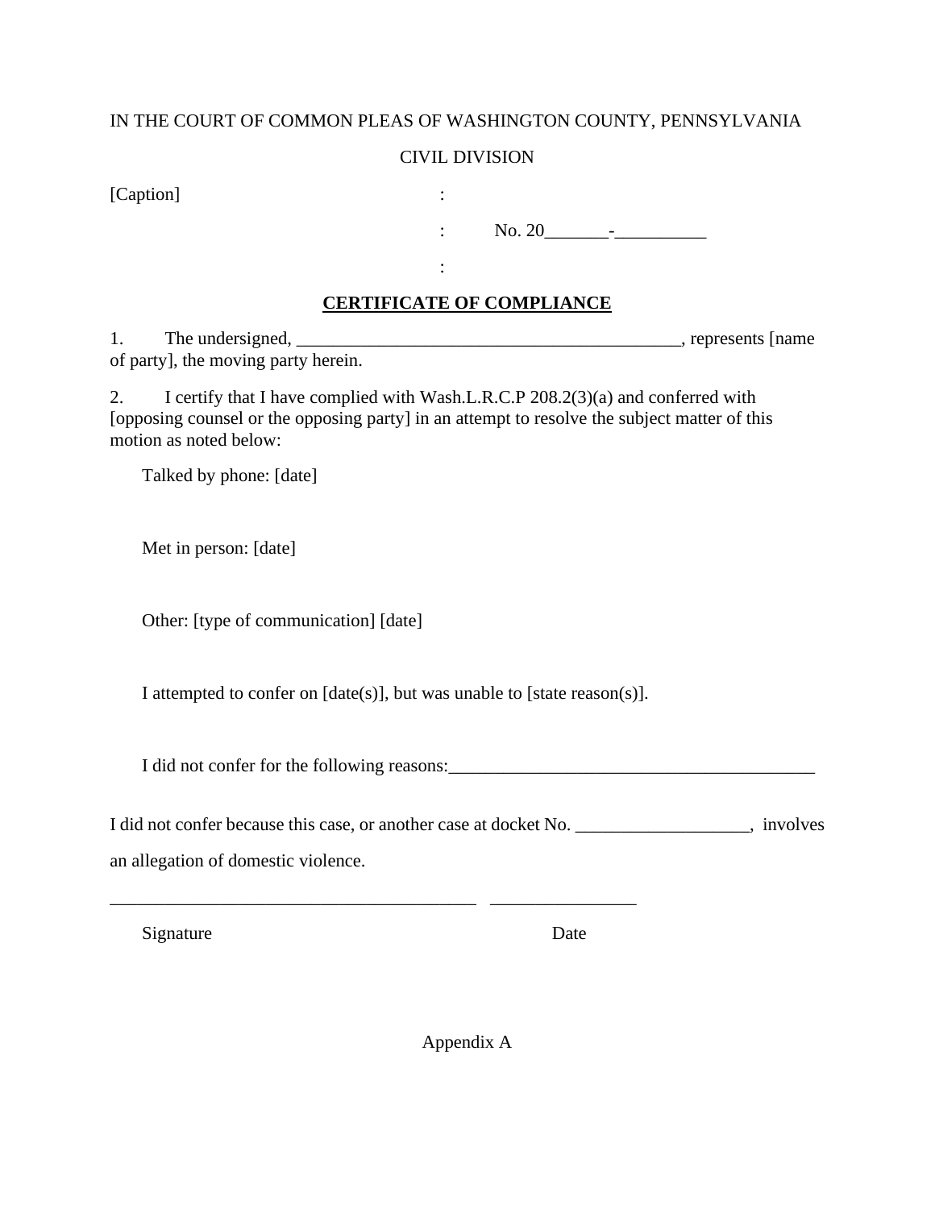IN THE COURT OF COMMON PLEAS OF WASHINGTON COUNTY, PENNSYLVANIA

CIVIL DIVISION

[Caption] :

: No. 20_______-__________

:

## CERTIFICATE OF COMPLIANCE

1. The undersigned, __________________________________________, represents [name of party], the moving party herein.

2. I certify that I have complied with Wash.L.R.C.P 208.2(3)(a) and conferred with [opposing counsel or the opposing party] in an attempt to resolve the subject matter of this motion as noted below:

Talked by phone: [date]

Met in person: [date]

Other: [type of communication] [date]

I attempted to confer on [date(s)], but was unable to [state reason(s)].

I did not confer for the following reasons:________________________________________

I did not confer because this case, or another case at docket No. ___________________, involves an allegation of domestic violence.

________________________________________ ________________

Signature Date

Appendix A